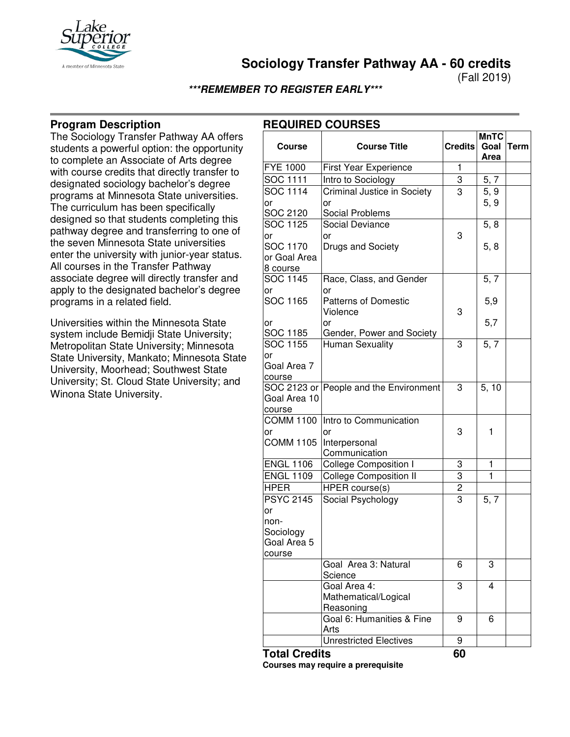# Sociology Transfer Pathway AA - 60 credits

(Fall 2019)

***REMEMBER TO REGISTER EARLY***

## Program Description

The Sociology Transfer Pathway AA offers students a powerful option: the opportunity to complete an Associate of Arts degree with course credits that directly transfer to designated sociology bachelor's degree programs at Minnesota State universities. The curriculum has been specifically designed so that students completing this pathway degree and transferring to one of the seven Minnesota State universities enter the university with junior-year status. All courses in the Transfer Pathway associate degree will directly transfer and apply to the designated bachelor's degree programs in a related field.

Universities within the Minnesota State system include Bemidji State University; Metropolitan State University; Minnesota State University, Mankato; Minnesota State University, Moorhead; Southwest State University; St. Cloud State University; and Winona State University.

## REQUIRED COURSES

| Course | Course Title | Credits | MnTC Goal Area | Term |
|---|---|---|---|---|
| FYE 1000 | First Year Experience | 1 | | |
| SOC 1111 | Intro to Sociology | 3 | 5, 7 | |
| SOC 1114 or SOC 2120 | Criminal Justice in Society or Social Problems | 3 | 5, 9 / 5, 9 | |
| SOC 1125 or SOC 1170 or Goal Area 8 course | Social Deviance or Drugs and Society | 3 | 5, 8 / 5, 8 | |
| SOC 1145 or SOC 1165 or SOC 1185 | Race, Class, and Gender or Patterns of Domestic Violence or Gender, Power and Society | 3 | 5, 7 / 5,9 / 5,7 | |
| SOC 1155 or Goal Area 7 course | Human Sexuality | 3 | 5, 7 | |
| SOC 2123 or Goal Area 10 course | People and the Environment | 3 | 5, 10 | |
| COMM 1100 or COMM 1105 | Intro to Communication or Interpersonal Communication | 3 | 1 | |
| ENGL 1106 | College Composition I | 3 | 1 | |
| ENGL 1109 | College Composition II | 3 | 1 | |
| HPER | HPER course(s) | 2 | | |
| PSYC 2145 or non-Sociology Goal Area 5 course | Social Psychology | 3 | 5, 7 | |
| | Goal Area 3: Natural Science | 6 | 3 | |
| | Goal Area 4: Mathematical/Logical Reasoning | 3 | 4 | |
| | Goal 6: Humanities & Fine Arts | 9 | 6 | |
| | Unrestricted Electives | 9 | | |
| **Total Credits** | | **60** | | |

**Courses may require a prerequisite**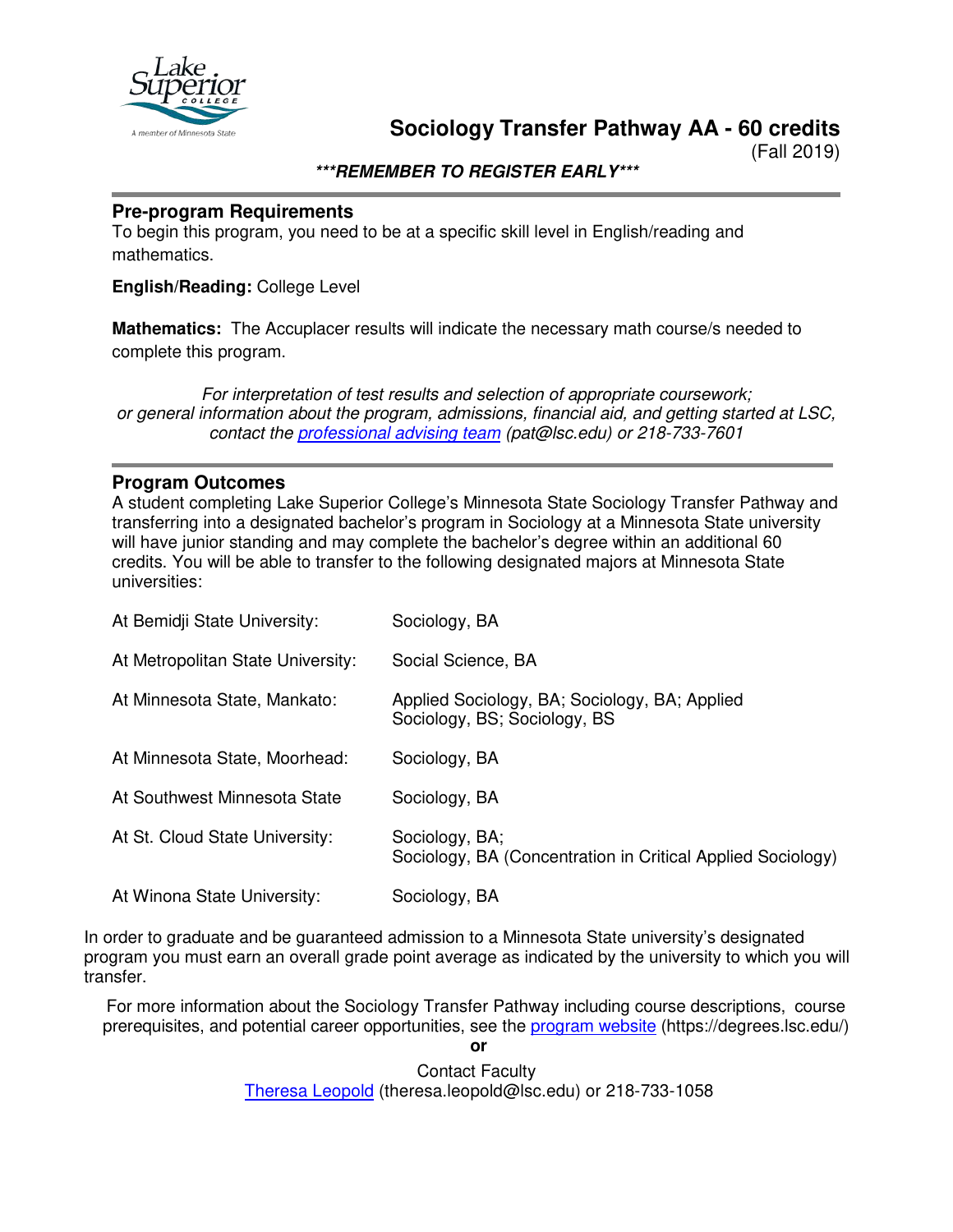# Sociology Transfer Pathway AA - 60 credits

(Fall 2019)

***REMEMBER TO REGISTER EARLY***

## Pre-program Requirements

To begin this program, you need to be at a specific skill level in English/reading and mathematics.

**English/Reading:** College Level

**Mathematics:** The Accuplacer results will indicate the necessary math course/s needed to complete this program.

*For interpretation of test results and selection of appropriate coursework; or general information about the program, admissions, financial aid, and getting started at LSC, contact the professional advising team (pat@lsc.edu) or 218-733-7601*

## Program Outcomes

A student completing Lake Superior College's Minnesota State Sociology Transfer Pathway and transferring into a designated bachelor's program in Sociology at a Minnesota State university will have junior standing and may complete the bachelor's degree within an additional 60 credits. You will be able to transfer to the following designated majors at Minnesota State universities:

| | |
|---|---|
| At Bemidji State University: | Sociology, BA |
| At Metropolitan State University: | Social Science, BA |
| At Minnesota State, Mankato: | Applied Sociology, BA; Sociology, BA; Applied Sociology, BS; Sociology, BS |
| At Minnesota State, Moorhead: | Sociology, BA |
| At Southwest Minnesota State | Sociology, BA |
| At St. Cloud State University: | Sociology, BA; Sociology, BA (Concentration in Critical Applied Sociology) |
| At Winona State University: | Sociology, BA |

In order to graduate and be guaranteed admission to a Minnesota State university's designated program you must earn an overall grade point average as indicated by the university to which you will transfer.

For more information about the Sociology Transfer Pathway including course descriptions, course prerequisites, and potential career opportunities, see the program website (https://degrees.lsc.edu/)

**or**

Contact Faculty
Theresa Leopold (theresa.leopold@lsc.edu) or 218-733-1058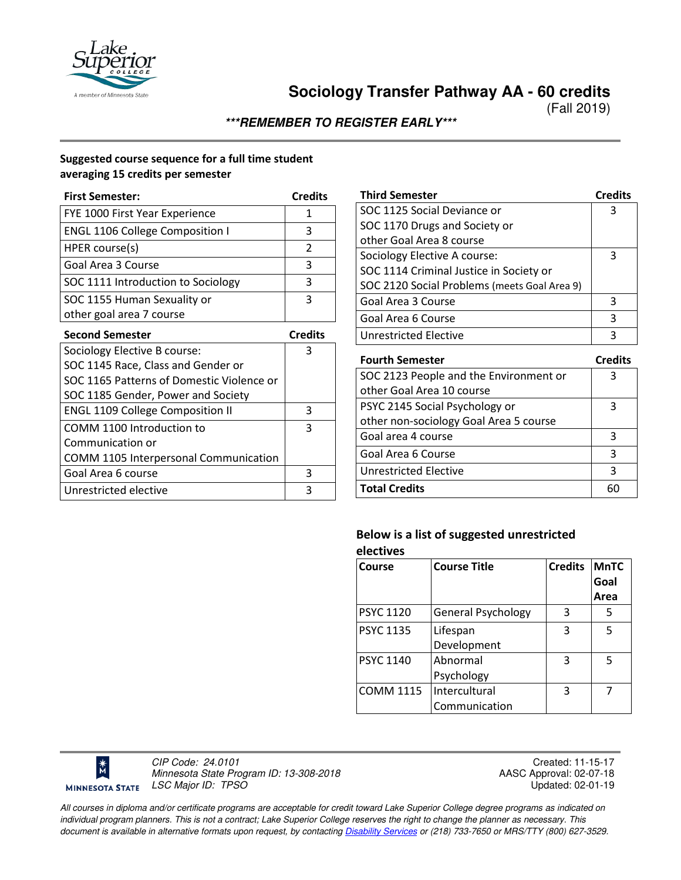# Sociology Transfer Pathway AA - 60 credits

(Fall 2019)

***REMEMBER TO REGISTER EARLY***

**Suggested course sequence for a full time student averaging 15 credits per semester**

| First Semester: | Credits |
|---|---|
| FYE 1000 First Year Experience | 1 |
| ENGL 1106 College Composition I | 3 |
| HPER course(s) | 2 |
| Goal Area 3 Course | 3 |
| SOC 1111 Introduction to Sociology | 3 |
| SOC 1155 Human Sexuality or other goal area 7 course | 3 |

| Second Semester | Credits |
|---|---|
| Sociology Elective B course: SOC 1145 Race, Class and Gender or SOC 1165 Patterns of Domestic Violence or SOC 1185 Gender, Power and Society | 3 |
| ENGL 1109 College Composition II | 3 |
| COMM 1100 Introduction to Communication or COMM 1105 Interpersonal Communication | 3 |
| Goal Area 6 course | 3 |
| Unrestricted elective | 3 |

| Third Semester | Credits |
|---|---|
| SOC 1125 Social Deviance or SOC 1170 Drugs and Society or other Goal Area 8 course | 3 |
| Sociology Elective A course: SOC 1114 Criminal Justice in Society or SOC 2120 Social Problems (meets Goal Area 9) | 3 |
| Goal Area 3 Course | 3 |
| Goal Area 6 Course | 3 |
| Unrestricted Elective | 3 |

| Fourth Semester | Credits |
|---|---|
| SOC 2123 People and the Environment or other Goal Area 10 course | 3 |
| PSYC 2145 Social Psychology or other non-sociology Goal Area 5 course | 3 |
| Goal area 4 course | 3 |
| Goal Area 6 Course | 3 |
| Unrestricted Elective | 3 |
| **Total Credits** | 60 |

**Below is a list of suggested unrestricted electives**

| Course | Course Title | Credits | MnTC Goal Area |
|---|---|---|---|
| PSYC 1120 | General Psychology | 3 | 5 |
| PSYC 1135 | Lifespan Development | 3 | 5 |
| PSYC 1140 | Abnormal Psychology | 3 | 5 |
| COMM 1115 | Intercultural Communication | 3 | 7 |

*CIP Code: 24.0101*
*Minnesota State Program ID: 13-308-2018*
*LSC Major ID: TPSO*

Created: 11-15-17
AASC Approval: 02-07-18
Updated: 02-01-19

*All courses in diploma and/or certificate programs are acceptable for credit toward Lake Superior College degree programs as indicated on individual program planners. This is not a contract; Lake Superior College reserves the right to change the planner as necessary. This document is available in alternative formats upon request, by contacting Disability Services or (218) 733-7650 or MRS/TTY (800) 627-3529.*